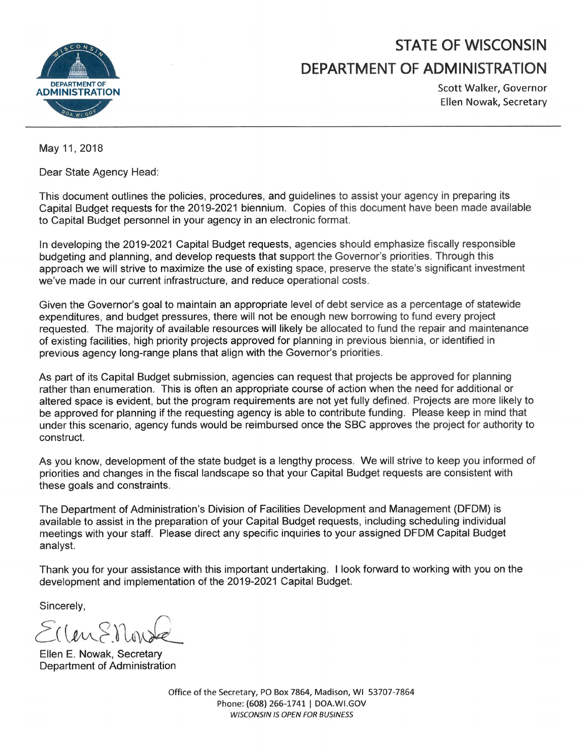# STATE OF WISCONSIN
# DEPARTMENT OF ADMINISTRATION

Scott Walker, Governor
Ellen Nowak, Secretary

May 11, 2018

Dear State Agency Head:

This document outlines the policies, procedures, and guidelines to assist your agency in preparing its Capital Budget requests for the 2019-2021 biennium. Copies of this document have been made available to Capital Budget personnel in your agency in an electronic format.

In developing the 2019-2021 Capital Budget requests, agencies should emphasize fiscally responsible budgeting and planning, and develop requests that support the Governor's priorities. Through this approach we will strive to maximize the use of existing space, preserve the state's significant investment we've made in our current infrastructure, and reduce operational costs.

Given the Governor's goal to maintain an appropriate level of debt service as a percentage of statewide expenditures, and budget pressures, there will not be enough new borrowing to fund every project requested. The majority of available resources will likely be allocated to fund the repair and maintenance of existing facilities, high priority projects approved for planning in previous biennia, or identified in previous agency long-range plans that align with the Governor's priorities.

As part of its Capital Budget submission, agencies can request that projects be approved for planning rather than enumeration. This is often an appropriate course of action when the need for additional or altered space is evident, but the program requirements are not yet fully defined. Projects are more likely to be approved for planning if the requesting agency is able to contribute funding. Please keep in mind that under this scenario, agency funds would be reimbursed once the SBC approves the project for authority to construct.

As you know, development of the state budget is a lengthy process. We will strive to keep you informed of priorities and changes in the fiscal landscape so that your Capital Budget requests are consistent with these goals and constraints.

The Department of Administration's Division of Facilities Development and Management (DFDM) is available to assist in the preparation of your Capital Budget requests, including scheduling individual meetings with your staff. Please direct any specific inquiries to your assigned DFDM Capital Budget analyst.

Thank you for your assistance with this important undertaking. I look forward to working with you on the development and implementation of the 2019-2021 Capital Budget.

Sincerely,

Ellen E. Nowak, Secretary
Department of Administration

Office of the Secretary, PO Box 7864, Madison, WI 53707-7864
Phone: (608) 266-1741 | DOA.WI.GOV
*WISCONSIN IS OPEN FOR BUSINESS*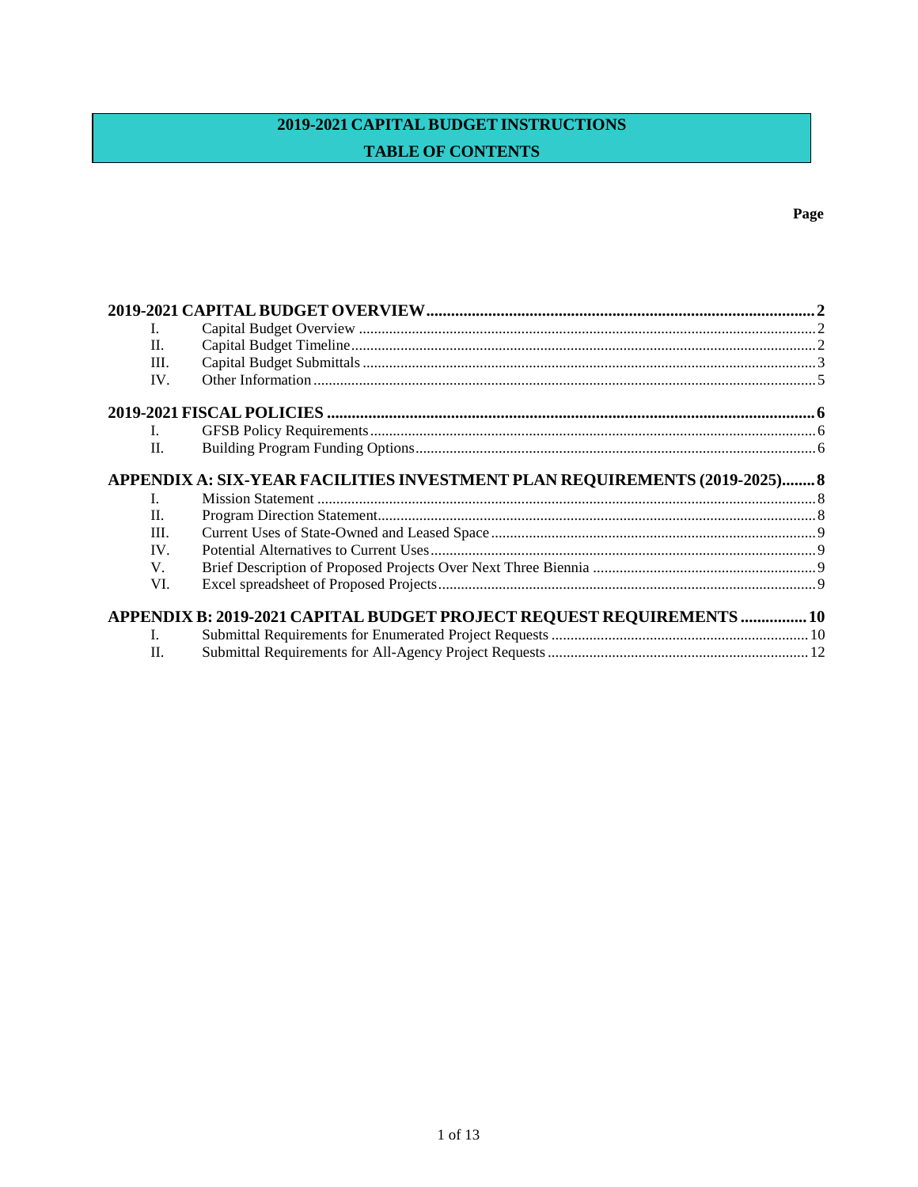# 2019-2021 CAPITAL BUDGET INSTRUCTIONS

## TABLE OF CONTENTS

| | | Page |
|---|---|---|
| **2019-2021 CAPITAL BUDGET OVERVIEW** | | **2** |
| I. | Capital Budget Overview | 2 |
| II. | Capital Budget Timeline | 2 |
| III. | Capital Budget Submittals | 3 |
| IV. | Other Information | 5 |
| **2019-2021 FISCAL POLICIES** | | **6** |
| I. | GFSB Policy Requirements | 6 |
| II. | Building Program Funding Options | 6 |
| **APPENDIX A: SIX-YEAR FACILITIES INVESTMENT PLAN REQUIREMENTS (2019-2025)** | | **8** |
| I. | Mission Statement | 8 |
| II. | Program Direction Statement | 8 |
| III. | Current Uses of State-Owned and Leased Space | 9 |
| IV. | Potential Alternatives to Current Uses | 9 |
| V. | Brief Description of Proposed Projects Over Next Three Biennia | 9 |
| VI. | Excel spreadsheet of Proposed Projects | 9 |
| **APPENDIX B: 2019-2021 CAPITAL BUDGET PROJECT REQUEST REQUIREMENTS** | | **10** |
| I. | Submittal Requirements for Enumerated Project Requests | 10 |
| II. | Submittal Requirements for All-Agency Project Requests | 12 |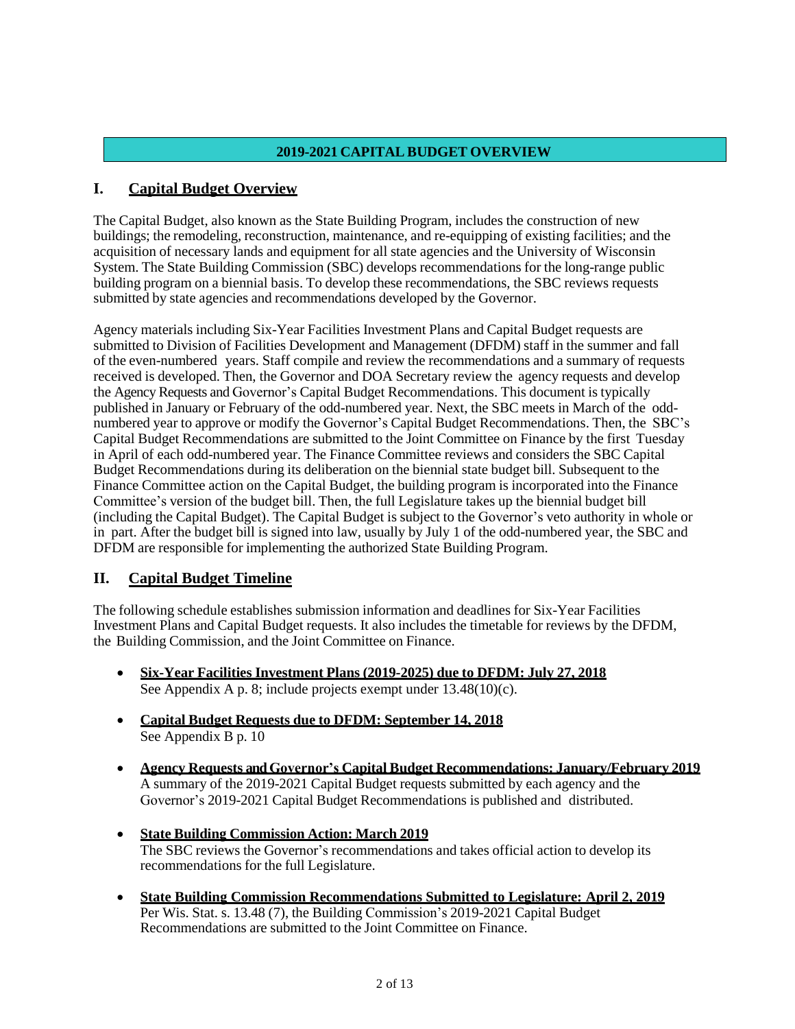## 2019-2021 CAPITAL BUDGET OVERVIEW

## I. Capital Budget Overview

The Capital Budget, also known as the State Building Program, includes the construction of new buildings; the remodeling, reconstruction, maintenance, and re-equipping of existing facilities; and the acquisition of necessary lands and equipment for all state agencies and the University of Wisconsin System. The State Building Commission (SBC) develops recommendations for the long-range public building program on a biennial basis. To develop these recommendations, the SBC reviews requests submitted by state agencies and recommendations developed by the Governor.

Agency materials including Six-Year Facilities Investment Plans and Capital Budget requests are submitted to Division of Facilities Development and Management (DFDM) staff in the summer and fall of the even-numbered years. Staff compile and review the recommendations and a summary of requests received is developed. Then, the Governor and DOA Secretary review the agency requests and develop the Agency Requests and Governor's Capital Budget Recommendations. This document is typically published in January or February of the odd-numbered year. Next, the SBC meets in March of the odd-numbered year to approve or modify the Governor's Capital Budget Recommendations. Then, the SBC's Capital Budget Recommendations are submitted to the Joint Committee on Finance by the first Tuesday in April of each odd-numbered year. The Finance Committee reviews and considers the SBC Capital Budget Recommendations during its deliberation on the biennial state budget bill. Subsequent to the Finance Committee action on the Capital Budget, the building program is incorporated into the Finance Committee's version of the budget bill. Then, the full Legislature takes up the biennial budget bill (including the Capital Budget). The Capital Budget is subject to the Governor's veto authority in whole or in part. After the budget bill is signed into law, usually by July 1 of the odd-numbered year, the SBC and DFDM are responsible for implementing the authorized State Building Program.

## II. Capital Budget Timeline

The following schedule establishes submission information and deadlines for Six-Year Facilities Investment Plans and Capital Budget requests. It also includes the timetable for reviews by the DFDM, the Building Commission, and the Joint Committee on Finance.

- **Six-Year Facilities Investment Plans (2019-2025) due to DFDM: July 27, 2018**
  See Appendix A p. 8; include projects exempt under 13.48(10)(c).

- **Capital Budget Requests due to DFDM: September 14, 2018**
  See Appendix B p. 10

- **Agency Requests and Governor's Capital Budget Recommendations: January/February 2019**
  A summary of the 2019-2021 Capital Budget requests submitted by each agency and the Governor's 2019-2021 Capital Budget Recommendations is published and distributed.

- **State Building Commission Action: March 2019**
  The SBC reviews the Governor's recommendations and takes official action to develop its recommendations for the full Legislature.

- **State Building Commission Recommendations Submitted to Legislature: April 2, 2019**
  Per Wis. Stat. s. 13.48 (7), the Building Commission's 2019-2021 Capital Budget Recommendations are submitted to the Joint Committee on Finance.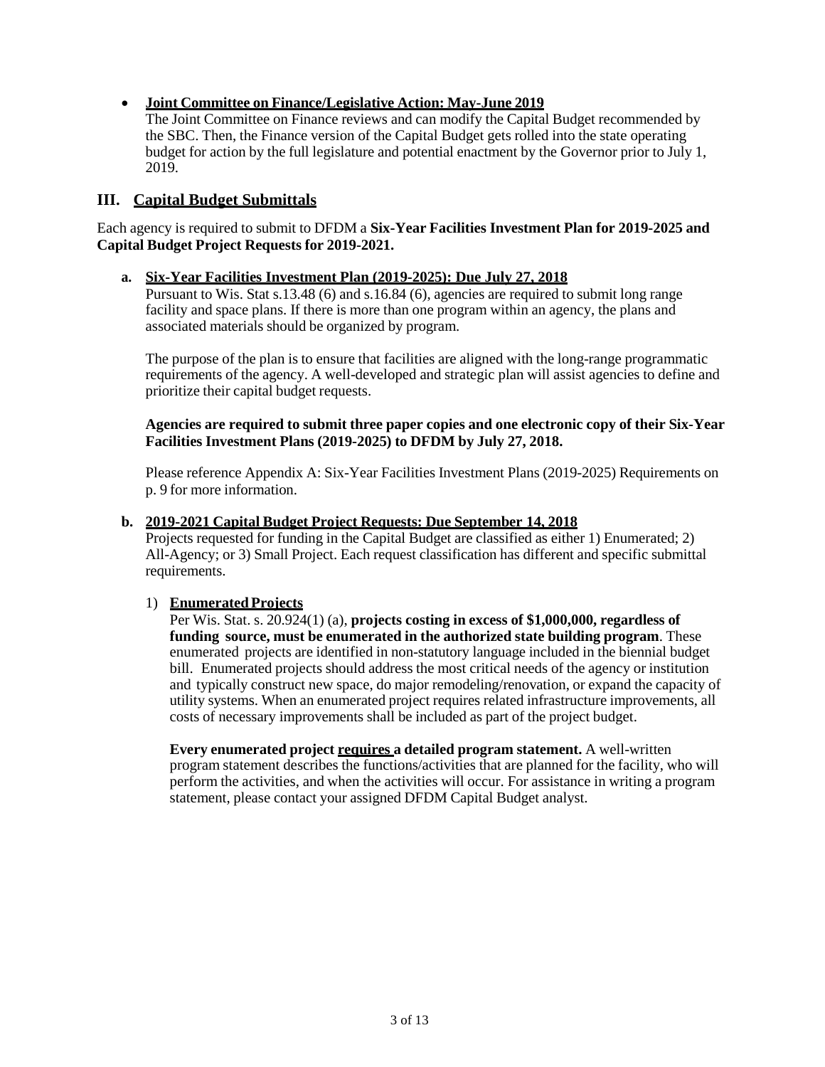- **Joint Committee on Finance/Legislative Action: May-June 2019**
  The Joint Committee on Finance reviews and can modify the Capital Budget recommended by the SBC. Then, the Finance version of the Capital Budget gets rolled into the state operating budget for action by the full legislature and potential enactment by the Governor prior to July 1, 2019.

## III. Capital Budget Submittals

Each agency is required to submit to DFDM a **Six-Year Facilities Investment Plan for 2019-2025 and Capital Budget Project Requests for 2019-2021.**

**a. Six-Year Facilities Investment Plan (2019-2025): Due July 27, 2018**

Pursuant to Wis. Stat s.13.48 (6) and s.16.84 (6), agencies are required to submit long range facility and space plans. If there is more than one program within an agency, the plans and associated materials should be organized by program.

The purpose of the plan is to ensure that facilities are aligned with the long-range programmatic requirements of the agency. A well-developed and strategic plan will assist agencies to define and prioritize their capital budget requests.

**Agencies are required to submit three paper copies and one electronic copy of their Six-Year Facilities Investment Plans (2019-2025) to DFDM by July 27, 2018.**

Please reference Appendix A: Six-Year Facilities Investment Plans (2019-2025) Requirements on p. 9 for more information.

**b. 2019-2021 Capital Budget Project Requests: Due September 14, 2018**

Projects requested for funding in the Capital Budget are classified as either 1) Enumerated; 2) All-Agency; or 3) Small Project. Each request classification has different and specific submittal requirements.

1) **Enumerated Projects**

Per Wis. Stat. s. 20.924(1) (a), **projects costing in excess of $1,000,000, regardless of funding source, must be enumerated in the authorized state building program**. These enumerated projects are identified in non-statutory language included in the biennial budget bill. Enumerated projects should address the most critical needs of the agency or institution and typically construct new space, do major remodeling/renovation, or expand the capacity of utility systems. When an enumerated project requires related infrastructure improvements, all costs of necessary improvements shall be included as part of the project budget.

**Every enumerated project requires a detailed program statement.** A well-written program statement describes the functions/activities that are planned for the facility, who will perform the activities, and when the activities will occur. For assistance in writing a program statement, please contact your assigned DFDM Capital Budget analyst.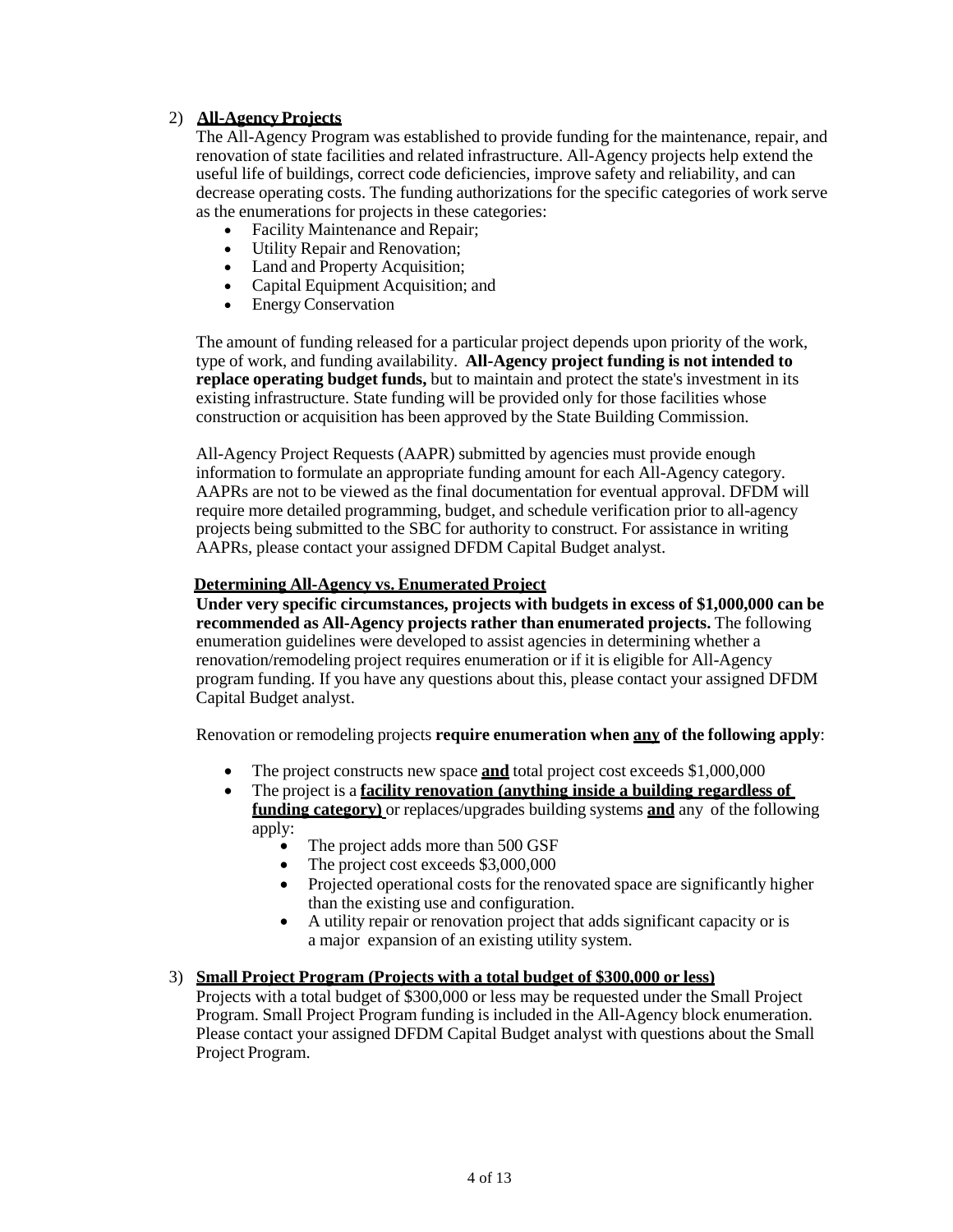2) **All-Agency Projects**

The All-Agency Program was established to provide funding for the maintenance, repair, and renovation of state facilities and related infrastructure. All-Agency projects help extend the useful life of buildings, correct code deficiencies, improve safety and reliability, and can decrease operating costs. The funding authorizations for the specific categories of work serve as the enumerations for projects in these categories:

- Facility Maintenance and Repair;
- Utility Repair and Renovation;
- Land and Property Acquisition;
- Capital Equipment Acquisition; and
- Energy Conservation

The amount of funding released for a particular project depends upon priority of the work, type of work, and funding availability. **All-Agency project funding is not intended to replace operating budget funds,** but to maintain and protect the state's investment in its existing infrastructure. State funding will be provided only for those facilities whose construction or acquisition has been approved by the State Building Commission.

All-Agency Project Requests (AAPR) submitted by agencies must provide enough information to formulate an appropriate funding amount for each All-Agency category. AAPRs are not to be viewed as the final documentation for eventual approval. DFDM will require more detailed programming, budget, and schedule verification prior to all-agency projects being submitted to the SBC for authority to construct. For assistance in writing AAPRs, please contact your assigned DFDM Capital Budget analyst.

**Determining All-Agency vs. Enumerated Project**

**Under very specific circumstances, projects with budgets in excess of $1,000,000 can be recommended as All-Agency projects rather than enumerated projects.** The following enumeration guidelines were developed to assist agencies in determining whether a renovation/remodeling project requires enumeration or if it is eligible for All-Agency program funding. If you have any questions about this, please contact your assigned DFDM Capital Budget analyst.

Renovation or remodeling projects **require enumeration when any of the following apply**:

- The project constructs new space **and** total project cost exceeds $1,000,000
- The project is a **facility renovation (anything inside a building regardless of funding category)** or replaces/upgrades building systems **and** any of the following apply:
  - The project adds more than 500 GSF
  - The project cost exceeds $3,000,000
  - Projected operational costs for the renovated space are significantly higher than the existing use and configuration.
  - A utility repair or renovation project that adds significant capacity or is a major expansion of an existing utility system.

3) **Small Project Program (Projects with a total budget of $300,000 or less)**

Projects with a total budget of $300,000 or less may be requested under the Small Project Program. Small Project Program funding is included in the All-Agency block enumeration. Please contact your assigned DFDM Capital Budget analyst with questions about the Small Project Program.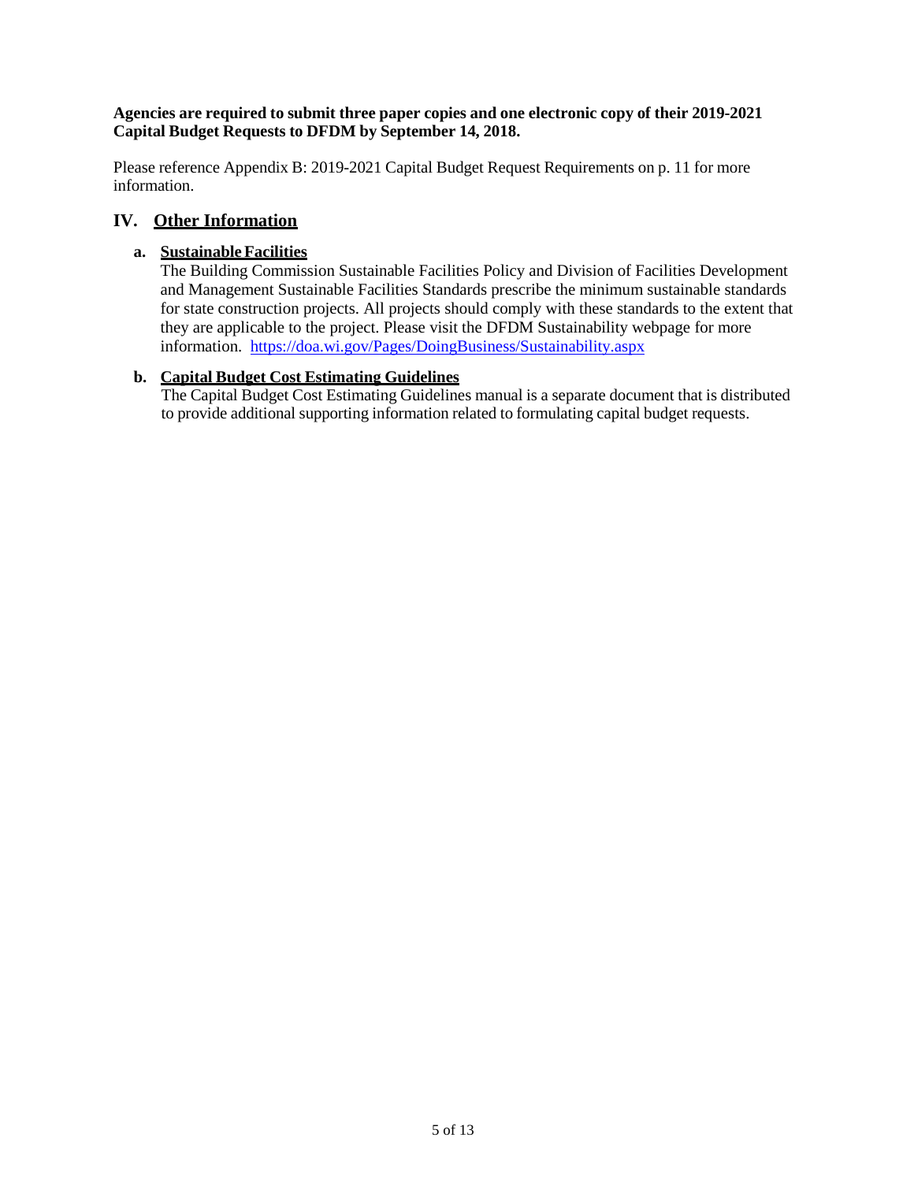**Agencies are required to submit three paper copies and one electronic copy of their 2019-2021 Capital Budget Requests to DFDM by September 14, 2018.**

Please reference Appendix B: 2019-2021 Capital Budget Request Requirements on p. 11 for more information.

## IV. Other Information

### a. Sustainable Facilities

The Building Commission Sustainable Facilities Policy and Division of Facilities Development and Management Sustainable Facilities Standards prescribe the minimum sustainable standards for state construction projects. All projects should comply with these standards to the extent that they are applicable to the project. Please visit the DFDM Sustainability webpage for more information. https://doa.wi.gov/Pages/DoingBusiness/Sustainability.aspx

### b. Capital Budget Cost Estimating Guidelines

The Capital Budget Cost Estimating Guidelines manual is a separate document that is distributed to provide additional supporting information related to formulating capital budget requests.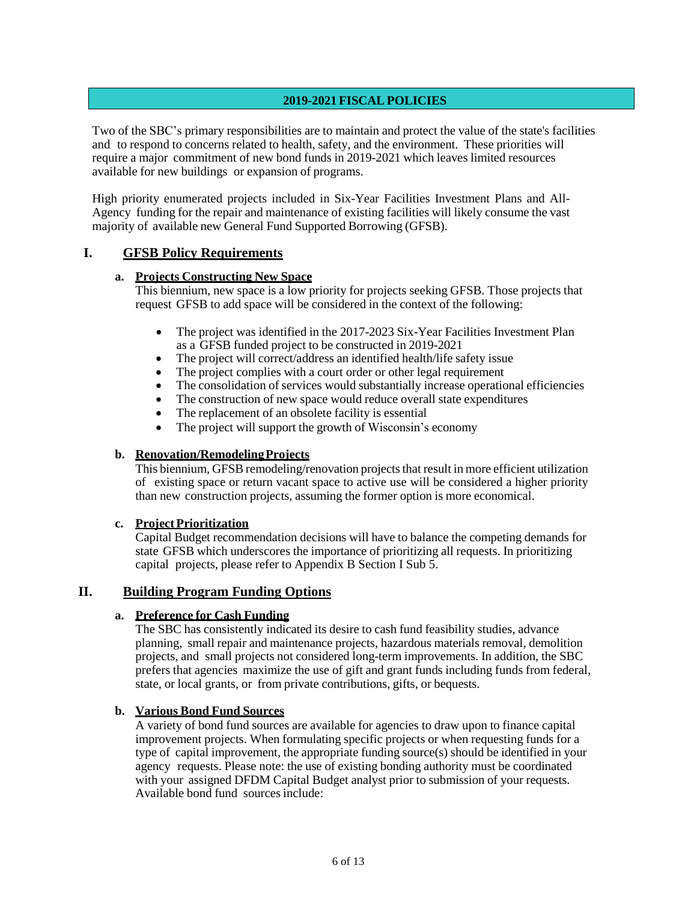## 2019-2021 FISCAL POLICIES

Two of the SBC's primary responsibilities are to maintain and protect the value of the state's facilities and to respond to concerns related to health, safety, and the environment. These priorities will require a major commitment of new bond funds in 2019-2021 which leaves limited resources available for new buildings or expansion of programs.

High priority enumerated projects included in Six-Year Facilities Investment Plans and All-Agency funding for the repair and maintenance of existing facilities will likely consume the vast majority of available new General Fund Supported Borrowing (GFSB).

### I. GFSB Policy Requirements

#### a. Projects Constructing New Space

This biennium, new space is a low priority for projects seeking GFSB. Those projects that request GFSB to add space will be considered in the context of the following:

- The project was identified in the 2017-2023 Six-Year Facilities Investment Plan as a GFSB funded project to be constructed in 2019-2021
- The project will correct/address an identified health/life safety issue
- The project complies with a court order or other legal requirement
- The consolidation of services would substantially increase operational efficiencies
- The construction of new space would reduce overall state expenditures
- The replacement of an obsolete facility is essential
- The project will support the growth of Wisconsin's economy

#### b. Renovation/Remodeling Projects

This biennium, GFSB remodeling/renovation projects that result in more efficient utilization of existing space or return vacant space to active use will be considered a higher priority than new construction projects, assuming the former option is more economical.

#### c. Project Prioritization

Capital Budget recommendation decisions will have to balance the competing demands for state GFSB which underscores the importance of prioritizing all requests. In prioritizing capital projects, please refer to Appendix B Section I Sub 5.

### II. Building Program Funding Options

#### a. Preference for Cash Funding

The SBC has consistently indicated its desire to cash fund feasibility studies, advance planning, small repair and maintenance projects, hazardous materials removal, demolition projects, and small projects not considered long-term improvements. In addition, the SBC prefers that agencies maximize the use of gift and grant funds including funds from federal, state, or local grants, or from private contributions, gifts, or bequests.

#### b. Various Bond Fund Sources

A variety of bond fund sources are available for agencies to draw upon to finance capital improvement projects. When formulating specific projects or when requesting funds for a type of capital improvement, the appropriate funding source(s) should be identified in your agency requests. Please note: the use of existing bonding authority must be coordinated with your assigned DFDM Capital Budget analyst prior to submission of your requests. Available bond fund sources include: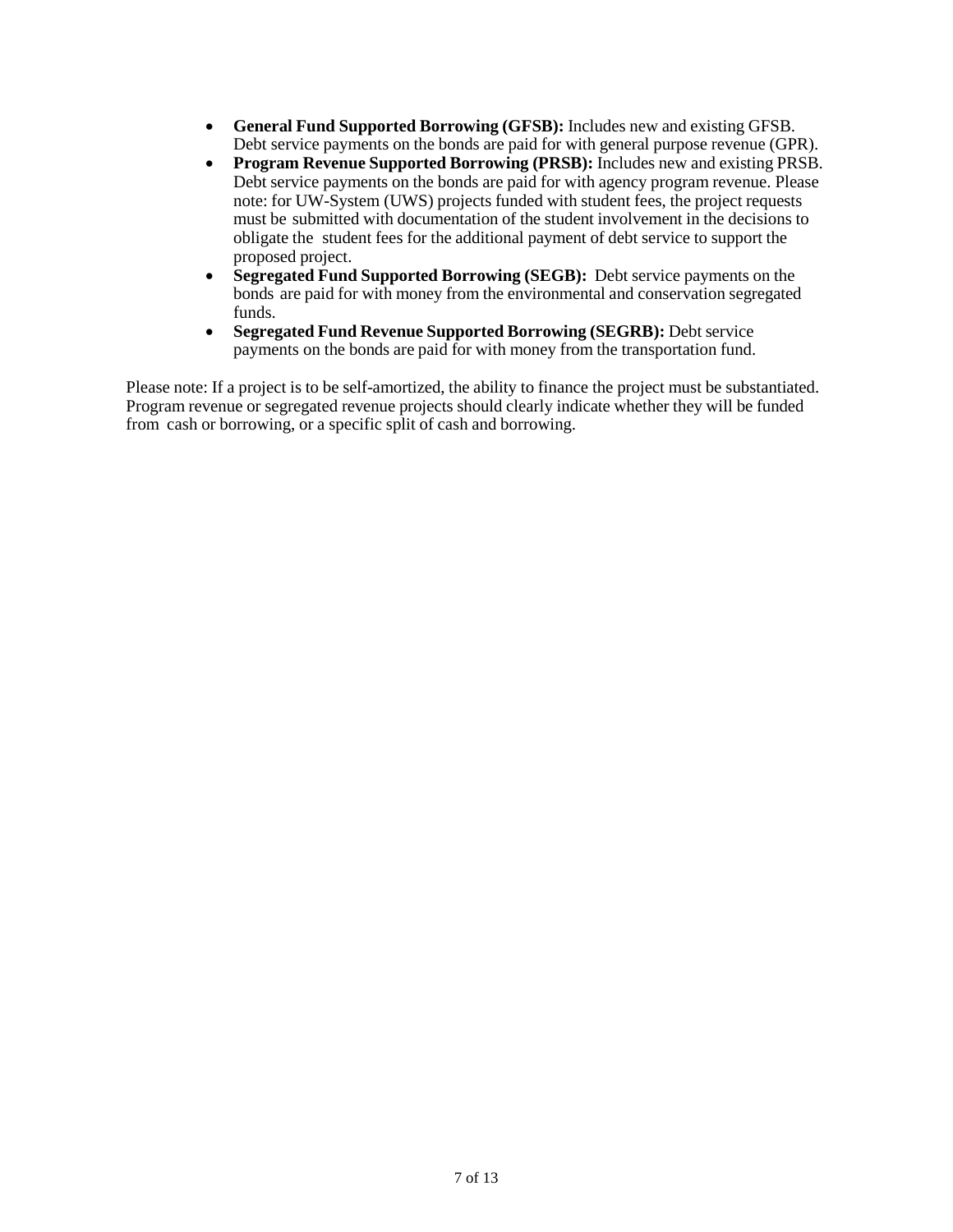- **General Fund Supported Borrowing (GFSB):** Includes new and existing GFSB. Debt service payments on the bonds are paid for with general purpose revenue (GPR).
- **Program Revenue Supported Borrowing (PRSB):** Includes new and existing PRSB. Debt service payments on the bonds are paid for with agency program revenue. Please note: for UW-System (UWS) projects funded with student fees, the project requests must be submitted with documentation of the student involvement in the decisions to obligate the student fees for the additional payment of debt service to support the proposed project.
- **Segregated Fund Supported Borrowing (SEGB):** Debt service payments on the bonds are paid for with money from the environmental and conservation segregated funds.
- **Segregated Fund Revenue Supported Borrowing (SEGRB):** Debt service payments on the bonds are paid for with money from the transportation fund.

Please note: If a project is to be self-amortized, the ability to finance the project must be substantiated. Program revenue or segregated revenue projects should clearly indicate whether they will be funded from cash or borrowing, or a specific split of cash and borrowing.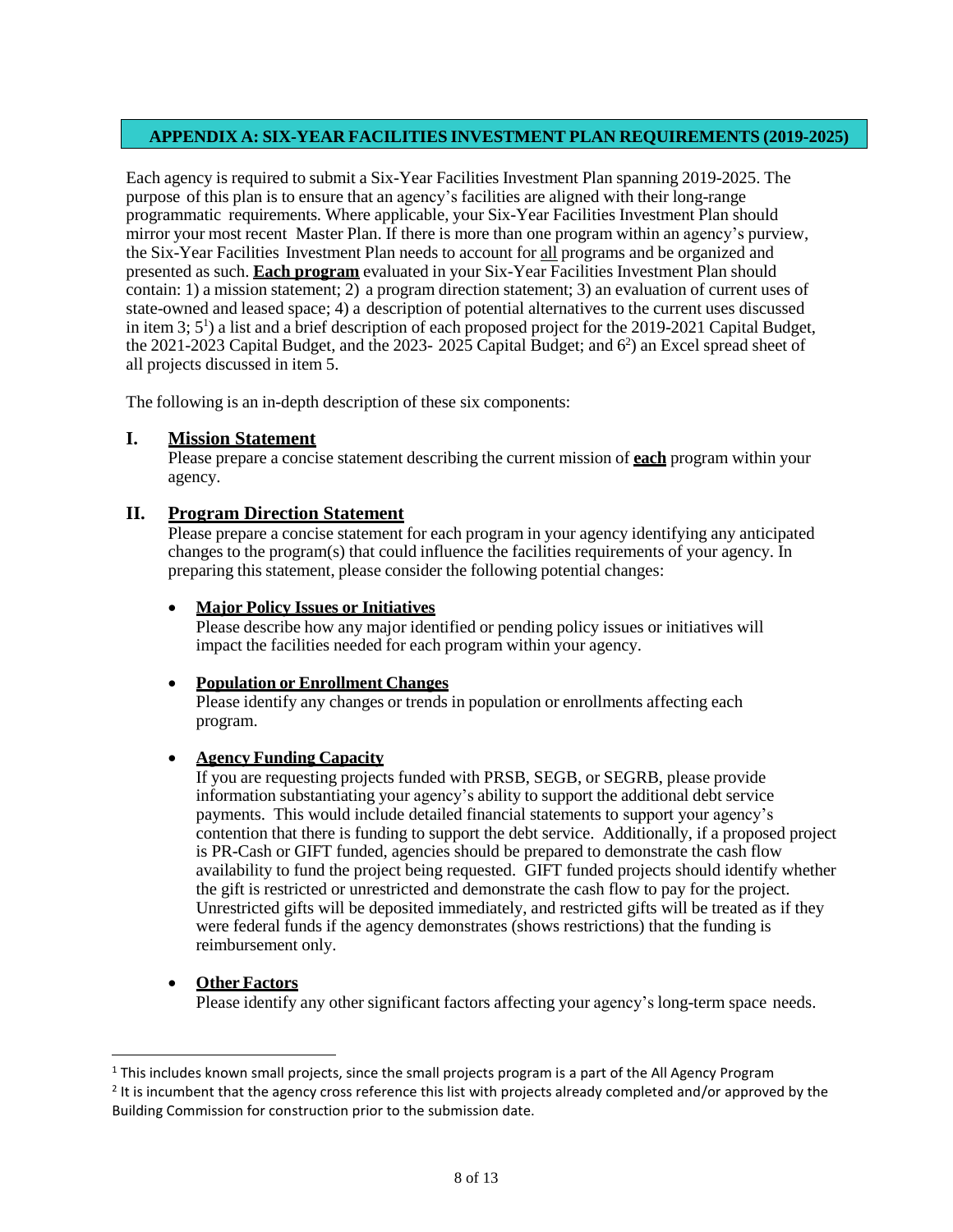## APPENDIX A: SIX-YEAR FACILITIES INVESTMENT PLAN REQUIREMENTS (2019-2025)

Each agency is required to submit a Six-Year Facilities Investment Plan spanning 2019-2025. The purpose of this plan is to ensure that an agency's facilities are aligned with their long-range programmatic requirements. Where applicable, your Six-Year Facilities Investment Plan should mirror your most recent Master Plan. If there is more than one program within an agency's purview, the Six-Year Facilities Investment Plan needs to account for <u>all</u> programs and be organized and presented as such. <u>**Each program**</u> evaluated in your Six-Year Facilities Investment Plan should contain: 1) a mission statement; 2) a program direction statement; 3) an evaluation of current uses of state-owned and leased space; 4) a description of potential alternatives to the current uses discussed in item 3; 5[1]) a list and a brief description of each proposed project for the 2019-2021 Capital Budget, the 2021-2023 Capital Budget, and the 2023- 2025 Capital Budget; and 6[2]) an Excel spread sheet of all projects discussed in item 5.

The following is an in-depth description of these six components:

### I. <u>Mission Statement</u>

Please prepare a concise statement describing the current mission of <u>**each**</u> program within your agency.

### II. <u>Program Direction Statement</u>

Please prepare a concise statement for each program in your agency identifying any anticipated changes to the program(s) that could influence the facilities requirements of your agency. In preparing this statement, please consider the following potential changes:

- <u>**Major Policy Issues or Initiatives**</u>
  Please describe how any major identified or pending policy issues or initiatives will impact the facilities needed for each program within your agency.

- <u>**Population or Enrollment Changes**</u>
  Please identify any changes or trends in population or enrollments affecting each program.

- <u>**Agency Funding Capacity**</u>
  If you are requesting projects funded with PRSB, SEGB, or SEGRB, please provide information substantiating your agency's ability to support the additional debt service payments. This would include detailed financial statements to support your agency's contention that there is funding to support the debt service. Additionally, if a proposed project is PR-Cash or GIFT funded, agencies should be prepared to demonstrate the cash flow availability to fund the project being requested. GIFT funded projects should identify whether the gift is restricted or unrestricted and demonstrate the cash flow to pay for the project. Unrestricted gifts will be deposited immediately, and restricted gifts will be treated as if they were federal funds if the agency demonstrates (shows restrictions) that the funding is reimbursement only.

- <u>**Other Factors**</u>
  Please identify any other significant factors affecting your agency's long-term space needs.

---

[1] This includes known small projects, since the small projects program is a part of the All Agency Program

[2] It is incumbent that the agency cross reference this list with projects already completed and/or approved by the Building Commission for construction prior to the submission date.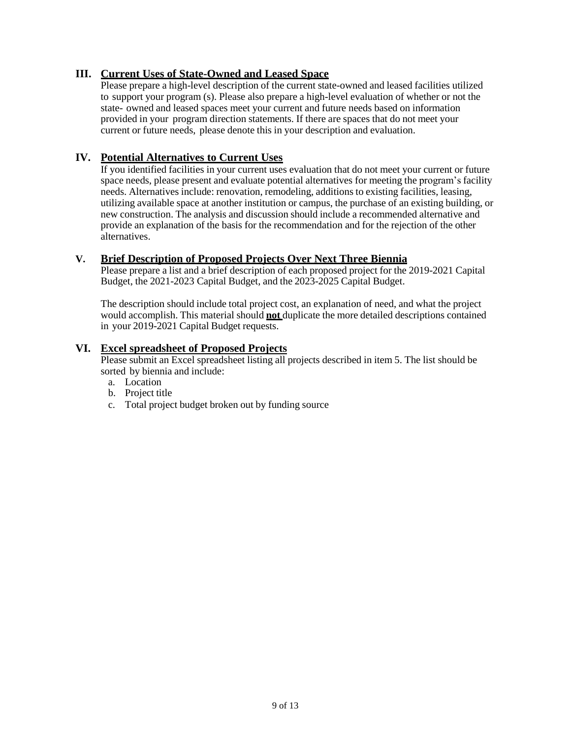## III. Current Uses of State-Owned and Leased Space

Please prepare a high-level description of the current state-owned and leased facilities utilized to support your program (s). Please also prepare a high-level evaluation of whether or not the state- owned and leased spaces meet your current and future needs based on information provided in your program direction statements. If there are spaces that do not meet your current or future needs, please denote this in your description and evaluation.

## IV. Potential Alternatives to Current Uses

If you identified facilities in your current uses evaluation that do not meet your current or future space needs, please present and evaluate potential alternatives for meeting the program's facility needs. Alternatives include: renovation, remodeling, additions to existing facilities, leasing, utilizing available space at another institution or campus, the purchase of an existing building, or new construction. The analysis and discussion should include a recommended alternative and provide an explanation of the basis for the recommendation and for the rejection of the other alternatives.

## V. Brief Description of Proposed Projects Over Next Three Biennia

Please prepare a list and a brief description of each proposed project for the 2019-2021 Capital Budget, the 2021-2023 Capital Budget, and the 2023-2025 Capital Budget.

The description should include total project cost, an explanation of need, and what the project would accomplish. This material should **not** duplicate the more detailed descriptions contained in your 2019-2021 Capital Budget requests.

## VI. Excel spreadsheet of Proposed Projects

Please submit an Excel spreadsheet listing all projects described in item 5. The list should be sorted by biennia and include:

a. Location
b. Project title
c. Total project budget broken out by funding source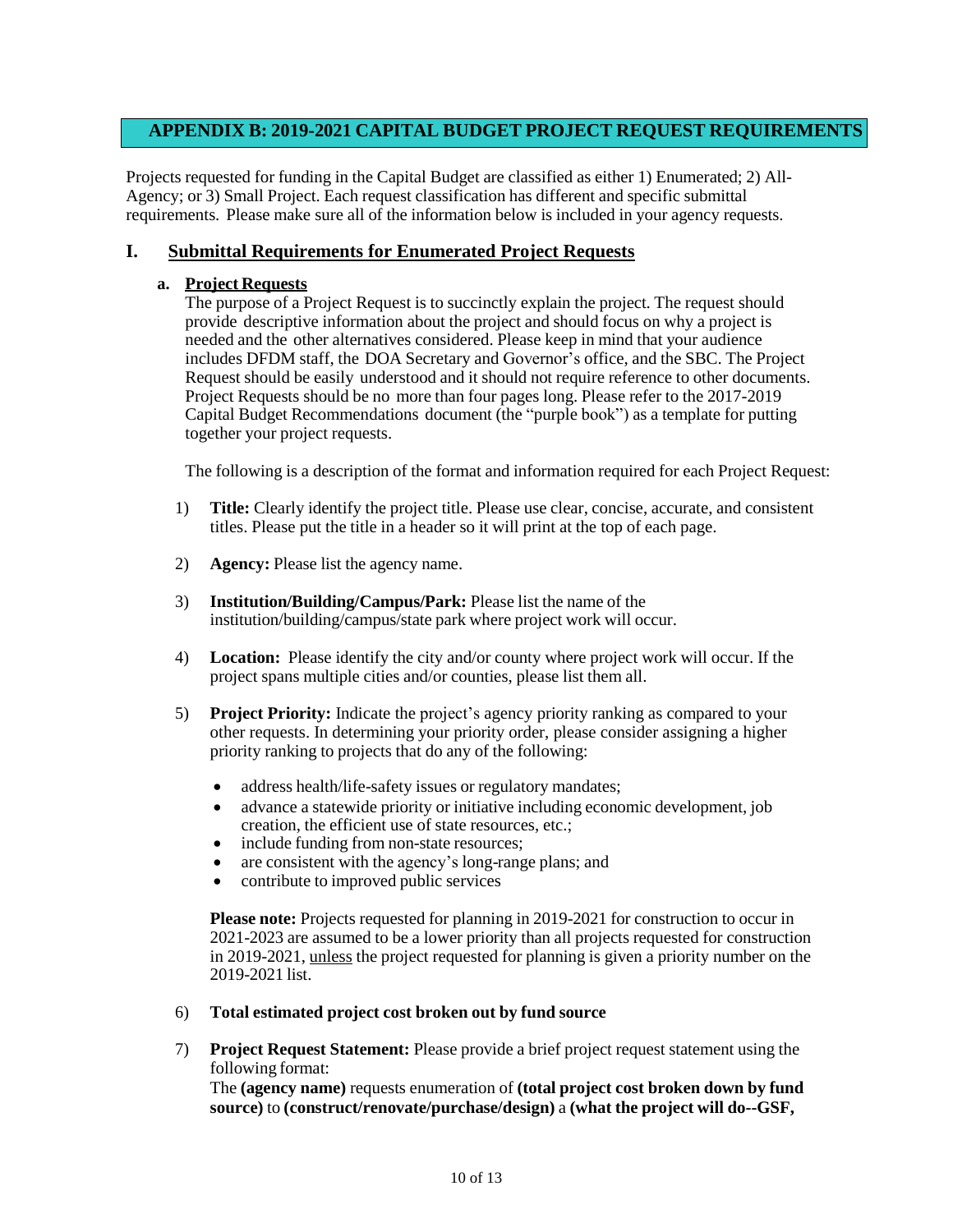## APPENDIX B: 2019-2021 CAPITAL BUDGET PROJECT REQUEST REQUIREMENTS

Projects requested for funding in the Capital Budget are classified as either 1) Enumerated; 2) All-Agency; or 3) Small Project. Each request classification has different and specific submittal requirements. Please make sure all of the information below is included in your agency requests.

### I. Submittal Requirements for Enumerated Project Requests

#### a. Project Requests

The purpose of a Project Request is to succinctly explain the project. The request should provide descriptive information about the project and should focus on why a project is needed and the other alternatives considered. Please keep in mind that your audience includes DFDM staff, the DOA Secretary and Governor's office, and the SBC. The Project Request should be easily understood and it should not require reference to other documents. Project Requests should be no more than four pages long. Please refer to the 2017-2019 Capital Budget Recommendations document (the "purple book") as a template for putting together your project requests.

The following is a description of the format and information required for each Project Request:

1) **Title:** Clearly identify the project title. Please use clear, concise, accurate, and consistent titles. Please put the title in a header so it will print at the top of each page.

2) **Agency:** Please list the agency name.

3) **Institution/Building/Campus/Park:** Please list the name of the institution/building/campus/state park where project work will occur.

4) **Location:** Please identify the city and/or county where project work will occur. If the project spans multiple cities and/or counties, please list them all.

5) **Project Priority:** Indicate the project's agency priority ranking as compared to your other requests. In determining your priority order, please consider assigning a higher priority ranking to projects that do any of the following:

   - address health/life-safety issues or regulatory mandates;
   - advance a statewide priority or initiative including economic development, job creation, the efficient use of state resources, etc.;
   - include funding from non-state resources;
   - are consistent with the agency's long-range plans; and
   - contribute to improved public services

   **Please note:** Projects requested for planning in 2019-2021 for construction to occur in 2021-2023 are assumed to be a lower priority than all projects requested for construction in 2019-2021, <u>unless</u> the project requested for planning is given a priority number on the 2019-2021 list.

6) **Total estimated project cost broken out by fund source**

7) **Project Request Statement:** Please provide a brief project request statement using the following format:
   The **(agency name)** requests enumeration of **(total project cost broken down by fund source)** to **(construct/renovate/purchase/design)** a **(what the project will do--GSF,**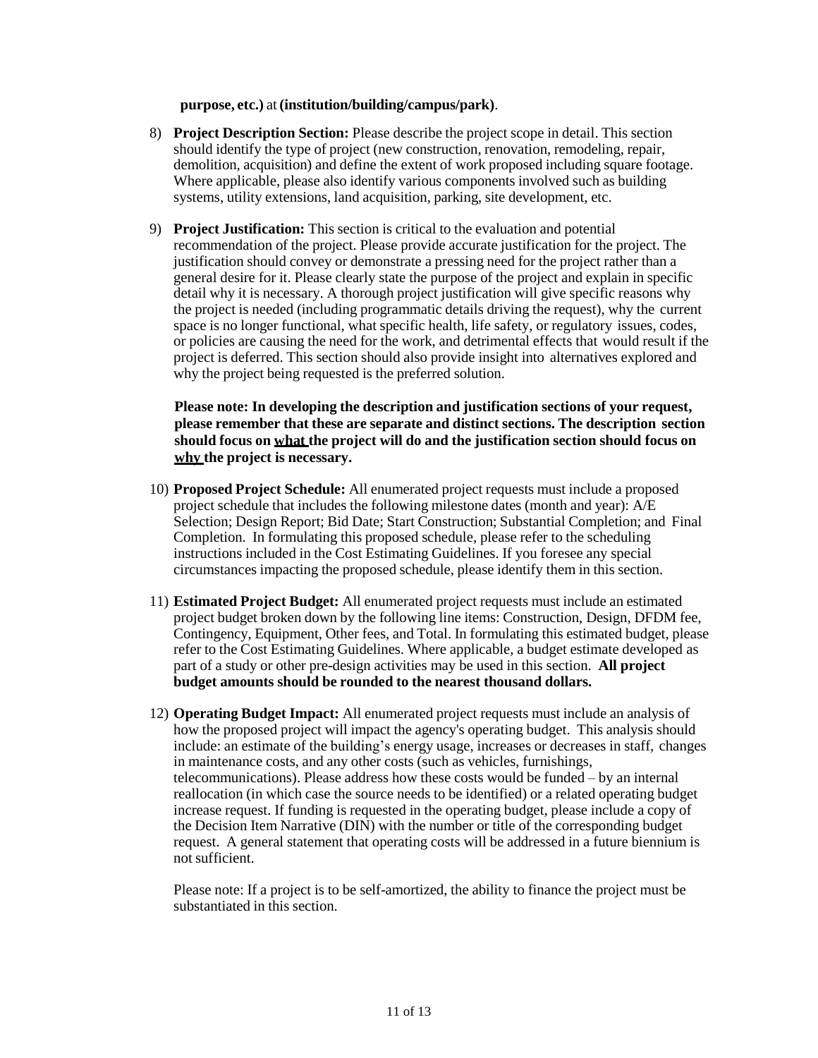**purpose, etc.)** at **(institution/building/campus/park)**.

8) **Project Description Section:** Please describe the project scope in detail. This section should identify the type of project (new construction, renovation, remodeling, repair, demolition, acquisition) and define the extent of work proposed including square footage. Where applicable, please also identify various components involved such as building systems, utility extensions, land acquisition, parking, site development, etc.

9) **Project Justification:** This section is critical to the evaluation and potential recommendation of the project. Please provide accurate justification for the project. The justification should convey or demonstrate a pressing need for the project rather than a general desire for it. Please clearly state the purpose of the project and explain in specific detail why it is necessary. A thorough project justification will give specific reasons why the project is needed (including programmatic details driving the request), why the current space is no longer functional, what specific health, life safety, or regulatory issues, codes, or policies are causing the need for the work, and detrimental effects that would result if the project is deferred. This section should also provide insight into alternatives explored and why the project being requested is the preferred solution.

   **Please note: In developing the description and justification sections of your request, please remember that these are separate and distinct sections. The description section should focus on <u>what</u> the project will do and the justification section should focus on <u>why</u> the project is necessary.**

10) **Proposed Project Schedule:** All enumerated project requests must include a proposed project schedule that includes the following milestone dates (month and year): A/E Selection; Design Report; Bid Date; Start Construction; Substantial Completion; and Final Completion. In formulating this proposed schedule, please refer to the scheduling instructions included in the Cost Estimating Guidelines. If you foresee any special circumstances impacting the proposed schedule, please identify them in this section.

11) **Estimated Project Budget:** All enumerated project requests must include an estimated project budget broken down by the following line items: Construction, Design, DFDM fee, Contingency, Equipment, Other fees, and Total. In formulating this estimated budget, please refer to the Cost Estimating Guidelines. Where applicable, a budget estimate developed as part of a study or other pre-design activities may be used in this section. **All project budget amounts should be rounded to the nearest thousand dollars.**

12) **Operating Budget Impact:** All enumerated project requests must include an analysis of how the proposed project will impact the agency's operating budget. This analysis should include: an estimate of the building's energy usage, increases or decreases in staff, changes in maintenance costs, and any other costs (such as vehicles, furnishings, telecommunications). Please address how these costs would be funded – by an internal reallocation (in which case the source needs to be identified) or a related operating budget increase request. If funding is requested in the operating budget, please include a copy of the Decision Item Narrative (DIN) with the number or title of the corresponding budget request. A general statement that operating costs will be addressed in a future biennium is not sufficient.

    Please note: If a project is to be self-amortized, the ability to finance the project must be substantiated in this section.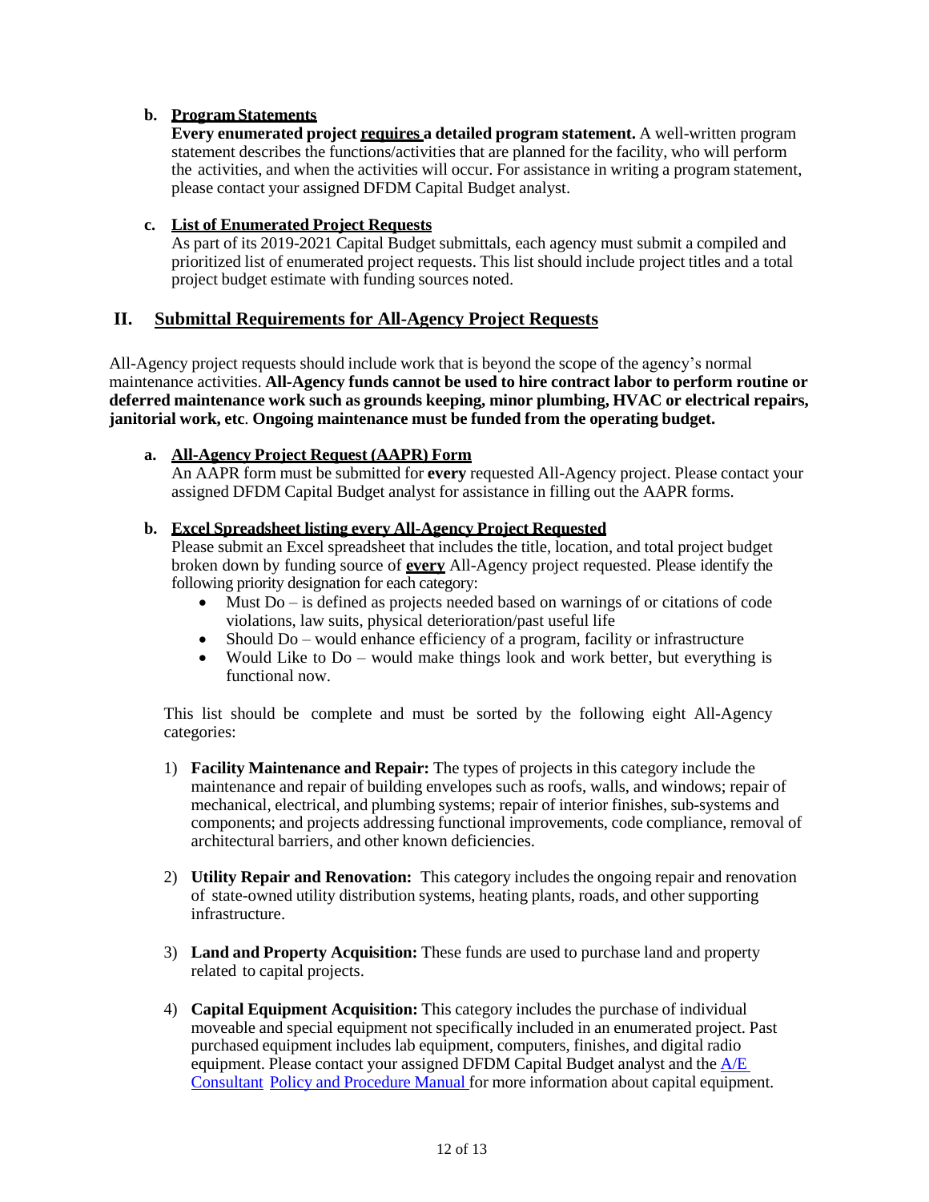**b. Program Statements**

**Every enumerated project requires a detailed program statement.** A well-written program statement describes the functions/activities that are planned for the facility, who will perform the activities, and when the activities will occur. For assistance in writing a program statement, please contact your assigned DFDM Capital Budget analyst.

**c. List of Enumerated Project Requests**

As part of its 2019-2021 Capital Budget submittals, each agency must submit a compiled and prioritized list of enumerated project requests. This list should include project titles and a total project budget estimate with funding sources noted.

## II. Submittal Requirements for All-Agency Project Requests

All-Agency project requests should include work that is beyond the scope of the agency's normal maintenance activities. **All-Agency funds cannot be used to hire contract labor to perform routine or deferred maintenance work such as grounds keeping, minor plumbing, HVAC or electrical repairs, janitorial work, etc. Ongoing maintenance must be funded from the operating budget.**

**a. All-Agency Project Request (AAPR) Form**

An AAPR form must be submitted for **every** requested All-Agency project. Please contact your assigned DFDM Capital Budget analyst for assistance in filling out the AAPR forms.

**b. Excel Spreadsheet listing every All-Agency Project Requested**

Please submit an Excel spreadsheet that includes the title, location, and total project budget broken down by funding source of **every** All-Agency project requested. Please identify the following priority designation for each category:

- Must Do – is defined as projects needed based on warnings of or citations of code violations, law suits, physical deterioration/past useful life
- Should Do – would enhance efficiency of a program, facility or infrastructure
- Would Like to Do – would make things look and work better, but everything is functional now.

This list should be complete and must be sorted by the following eight All-Agency categories:

1) **Facility Maintenance and Repair:** The types of projects in this category include the maintenance and repair of building envelopes such as roofs, walls, and windows; repair of mechanical, electrical, and plumbing systems; repair of interior finishes, sub-systems and components; and projects addressing functional improvements, code compliance, removal of architectural barriers, and other known deficiencies.

2) **Utility Repair and Renovation:** This category includes the ongoing repair and renovation of state-owned utility distribution systems, heating plants, roads, and other supporting infrastructure.

3) **Land and Property Acquisition:** These funds are used to purchase land and property related to capital projects.

4) **Capital Equipment Acquisition:** This category includes the purchase of individual moveable and special equipment not specifically included in an enumerated project. Past purchased equipment includes lab equipment, computers, finishes, and digital radio equipment. Please contact your assigned DFDM Capital Budget analyst and the A/E Consultant Policy and Procedure Manual for more information about capital equipment.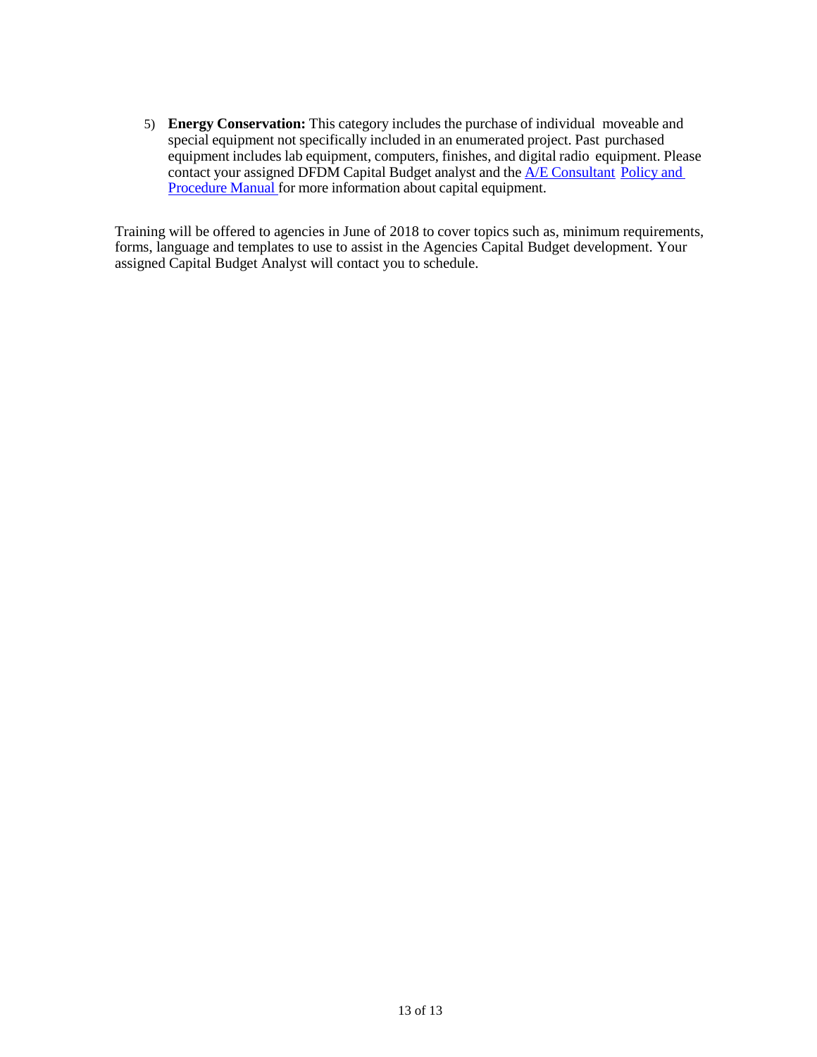5) **Energy Conservation:** This category includes the purchase of individual moveable and special equipment not specifically included in an enumerated project. Past purchased equipment includes lab equipment, computers, finishes, and digital radio equipment. Please contact your assigned DFDM Capital Budget analyst and the [A/E Consultant Policy and Procedure Manual] for more information about capital equipment.

Training will be offered to agencies in June of 2018 to cover topics such as, minimum requirements, forms, language and templates to use to assist in the Agencies Capital Budget development. Your assigned Capital Budget Analyst will contact you to schedule.